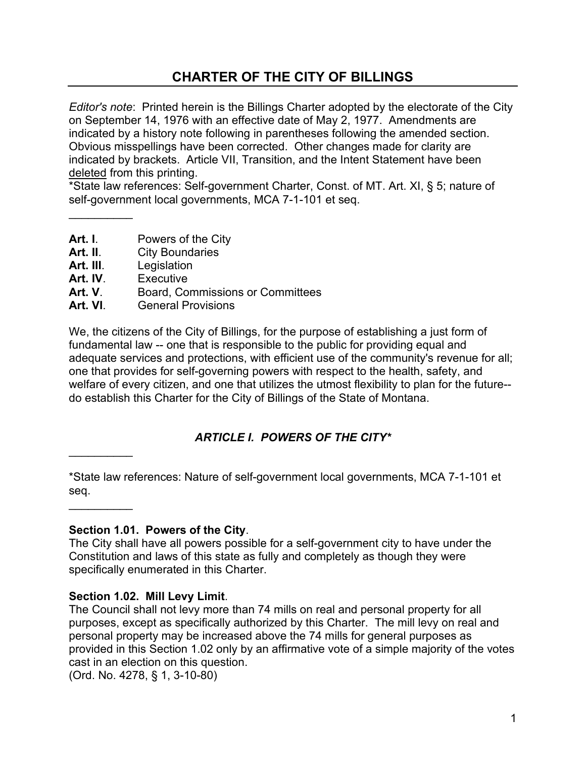# CHARTER OF THE CITY OF BILLINGS

*Editor's note*: Printed herein is the Billings Charter adopted by the electorate of the City on September 14, 1976 with an effective date of May 2, 1977. Amendments are indicated by a history note following in parentheses following the amended section. Obvious misspellings have been corrected. Other changes made for clarity are indicated by brackets. Article VII, Transition, and the Intent Statement have been deleted from this printing.

*State law references: Self-government Charter, Const. of MT. Art. XI, § 5; nature of self-government local governments, MCA 7-1-101 et seq.

__________

| | |
|---|---|
| **Art. I**. | Powers of the City |
| **Art. II**. | City Boundaries |
| **Art. III**. | Legislation |
| **Art. IV**. | Executive |
| **Art. V**. | Board, Commissions or Committees |
| **Art. VI**. | General Provisions |

We, the citizens of the City of Billings, for the purpose of establishing a just form of fundamental law -- one that is responsible to the public for providing equal and adequate services and protections, with efficient use of the community's revenue for all; one that provides for self-governing powers with respect to the health, safety, and welfare of every citizen, and one that utilizes the utmost flexibility to plan for the future-- do establish this Charter for the City of Billings of the State of Montana.

## *ARTICLE I. POWERS OF THE CITY**

__________

*State law references: Nature of self-government local governments, MCA 7-1-101 et seq.

__________

### Section 1.01. Powers of the City.

The City shall have all powers possible for a self-government city to have under the Constitution and laws of this state as fully and completely as though they were specifically enumerated in this Charter.

### Section 1.02. Mill Levy Limit.

The Council shall not levy more than 74 mills on real and personal property for all purposes, except as specifically authorized by this Charter. The mill levy on real and personal property may be increased above the 74 mills for general purposes as provided in this Section 1.02 only by an affirmative vote of a simple majority of the votes cast in an election on this question.

(Ord. No. 4278, § 1, 3-10-80)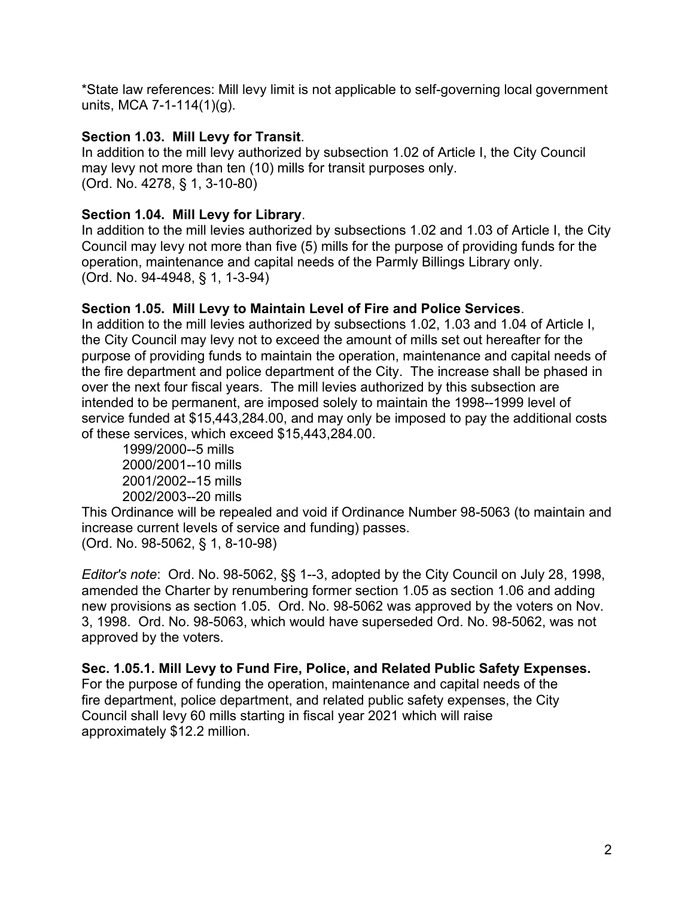*State law references: Mill levy limit is not applicable to self-governing local government units, MCA 7-1-114(1)(g).

**Section 1.03. Mill Levy for Transit**.

In addition to the mill levy authorized by subsection 1.02 of Article I, the City Council may levy not more than ten (10) mills for transit purposes only.
(Ord. No. 4278, § 1, 3-10-80)

**Section 1.04. Mill Levy for Library**.

In addition to the mill levies authorized by subsections 1.02 and 1.03 of Article I, the City Council may levy not more than five (5) mills for the purpose of providing funds for the operation, maintenance and capital needs of the Parmly Billings Library only.
(Ord. No. 94-4948, § 1, 1-3-94)

**Section 1.05. Mill Levy to Maintain Level of Fire and Police Services**.

In addition to the mill levies authorized by subsections 1.02, 1.03 and 1.04 of Article I, the City Council may levy not to exceed the amount of mills set out hereafter for the purpose of providing funds to maintain the operation, maintenance and capital needs of the fire department and police department of the City. The increase shall be phased in over the next four fiscal years. The mill levies authorized by this subsection are intended to be permanent, are imposed solely to maintain the 1998--1999 level of service funded at $15,443,284.00, and may only be imposed to pay the additional costs of these services, which exceed $15,443,284.00.

1999/2000--5 mills
2000/2001--10 mills
2001/2002--15 mills
2002/2003--20 mills

This Ordinance will be repealed and void if Ordinance Number 98-5063 (to maintain and increase current levels of service and funding) passes.
(Ord. No. 98-5062, § 1, 8-10-98)

*Editor's note*: Ord. No. 98-5062, §§ 1--3, adopted by the City Council on July 28, 1998, amended the Charter by renumbering former section 1.05 as section 1.06 and adding new provisions as section 1.05. Ord. No. 98-5062 was approved by the voters on Nov. 3, 1998. Ord. No. 98-5063, which would have superseded Ord. No. 98-5062, was not approved by the voters.

**Sec. 1.05.1. Mill Levy to Fund Fire, Police, and Related Public Safety Expenses.**

For the purpose of funding the operation, maintenance and capital needs of the fire department, police department, and related public safety expenses, the City Council shall levy 60 mills starting in fiscal year 2021 which will raise approximately $12.2 million.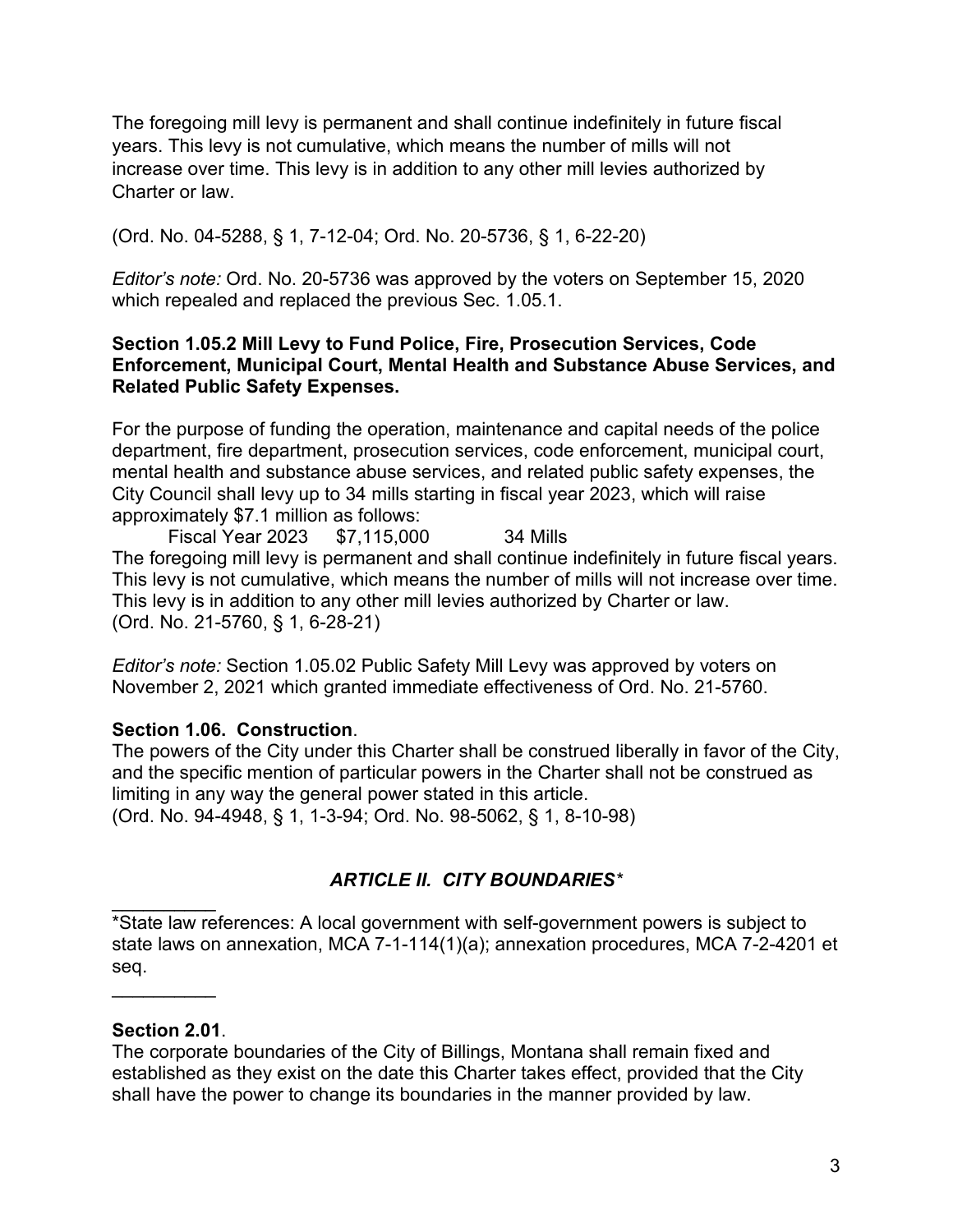The foregoing mill levy is permanent and shall continue indefinitely in future fiscal years. This levy is not cumulative, which means the number of mills will not increase over time. This levy is in addition to any other mill levies authorized by Charter or law.

(Ord. No. 04-5288, § 1, 7-12-04; Ord. No. 20-5736, § 1, 6-22-20)

*Editor's note:* Ord. No. 20-5736 was approved by the voters on September 15, 2020 which repealed and replaced the previous Sec. 1.05.1.

**Section 1.05.2 Mill Levy to Fund Police, Fire, Prosecution Services, Code Enforcement, Municipal Court, Mental Health and Substance Abuse Services, and Related Public Safety Expenses.**

For the purpose of funding the operation, maintenance and capital needs of the police department, fire department, prosecution services, code enforcement, municipal court, mental health and substance abuse services, and related public safety expenses, the City Council shall levy up to 34 mills starting in fiscal year 2023, which will raise approximately $7.1 million as follows:

Fiscal Year 2023 $7,115,000 34 Mills

The foregoing mill levy is permanent and shall continue indefinitely in future fiscal years. This levy is not cumulative, which means the number of mills will not increase over time. This levy is in addition to any other mill levies authorized by Charter or law.
(Ord. No. 21-5760, § 1, 6-28-21)

*Editor's note:* Section 1.05.02 Public Safety Mill Levy was approved by voters on November 2, 2021 which granted immediate effectiveness of Ord. No. 21-5760.

**Section 1.06. Construction**.
The powers of the City under this Charter shall be construed liberally in favor of the City, and the specific mention of particular powers in the Charter shall not be construed as limiting in any way the general power stated in this article.
(Ord. No. 94-4948, § 1, 1-3-94; Ord. No. 98-5062, § 1, 8-10-98)

## *ARTICLE II. CITY BOUNDARIES**

__________

*State law references: A local government with self-government powers is subject to state laws on annexation, MCA 7-1-114(1)(a); annexation procedures, MCA 7-2-4201 et seq.

__________

**Section 2.01**.
The corporate boundaries of the City of Billings, Montana shall remain fixed and established as they exist on the date this Charter takes effect, provided that the City shall have the power to change its boundaries in the manner provided by law.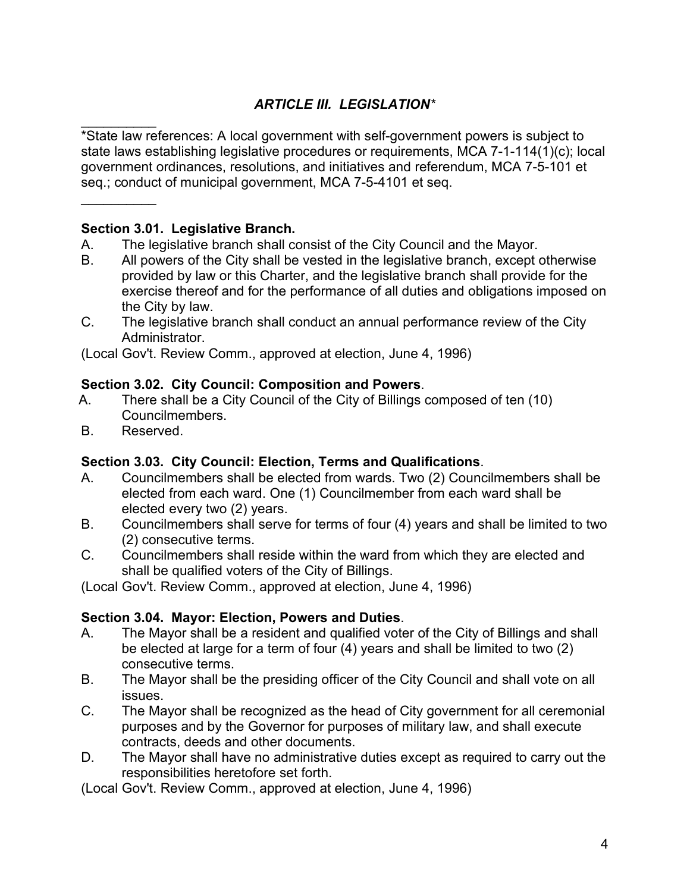## *ARTICLE III. LEGISLATION**

__________

*State law references: A local government with self-government powers is subject to state laws establishing legislative procedures or requirements, MCA 7-1-114(1)(c); local government ordinances, resolutions, and initiatives and referendum, MCA 7-5-101 et seq.; conduct of municipal government, MCA 7-5-4101 et seq.

__________

### Section 3.01. Legislative Branch.

A. The legislative branch shall consist of the City Council and the Mayor.

B. All powers of the City shall be vested in the legislative branch, except otherwise provided by law or this Charter, and the legislative branch shall provide for the exercise thereof and for the performance of all duties and obligations imposed on the City by law.

C. The legislative branch shall conduct an annual performance review of the City Administrator.

(Local Gov't. Review Comm., approved at election, June 4, 1996)

### Section 3.02. City Council: Composition and Powers.

A. There shall be a City Council of the City of Billings composed of ten (10) Councilmembers.

B. Reserved.

### Section 3.03. City Council: Election, Terms and Qualifications.

A. Councilmembers shall be elected from wards. Two (2) Councilmembers shall be elected from each ward. One (1) Councilmember from each ward shall be elected every two (2) years.

B. Councilmembers shall serve for terms of four (4) years and shall be limited to two (2) consecutive terms.

C. Councilmembers shall reside within the ward from which they are elected and shall be qualified voters of the City of Billings.

(Local Gov't. Review Comm., approved at election, June 4, 1996)

### Section 3.04. Mayor: Election, Powers and Duties.

A. The Mayor shall be a resident and qualified voter of the City of Billings and shall be elected at large for a term of four (4) years and shall be limited to two (2) consecutive terms.

B. The Mayor shall be the presiding officer of the City Council and shall vote on all issues.

C. The Mayor shall be recognized as the head of City government for all ceremonial purposes and by the Governor for purposes of military law, and shall execute contracts, deeds and other documents.

D. The Mayor shall have no administrative duties except as required to carry out the responsibilities heretofore set forth.

(Local Gov't. Review Comm., approved at election, June 4, 1996)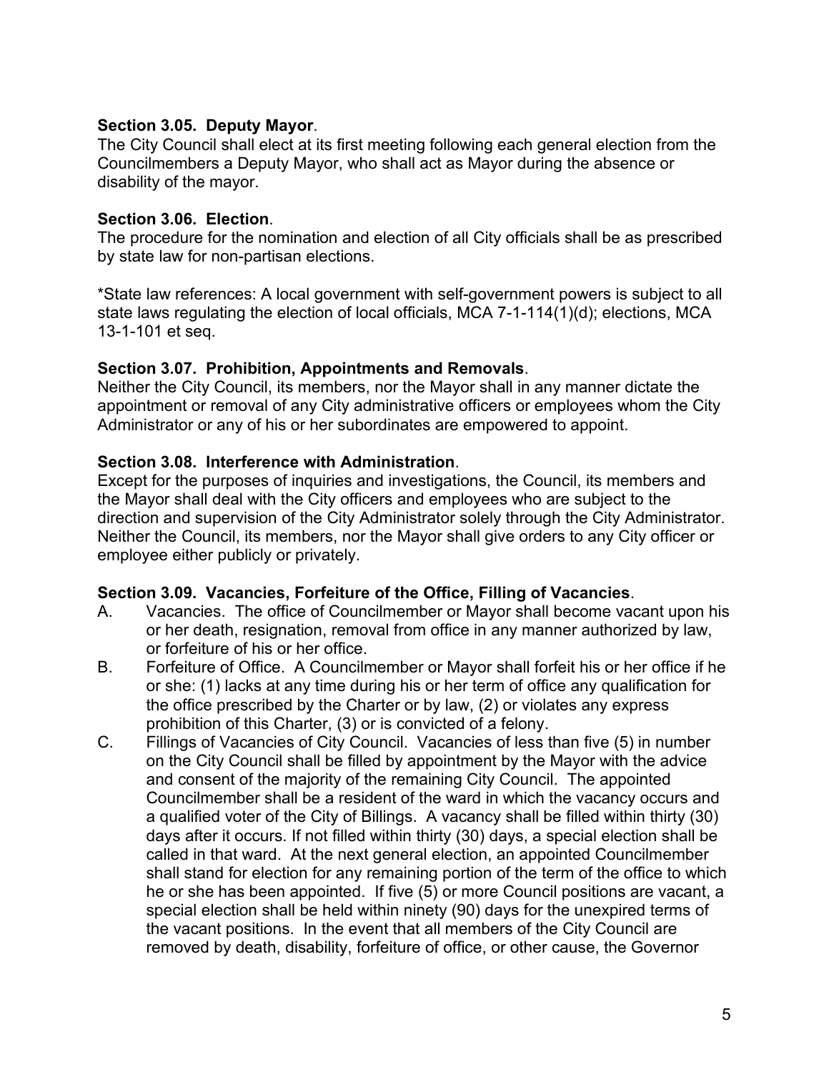**Section 3.05. Deputy Mayor**.

The City Council shall elect at its first meeting following each general election from the Councilmembers a Deputy Mayor, who shall act as Mayor during the absence or disability of the mayor.

**Section 3.06. Election**.

The procedure for the nomination and election of all City officials shall be as prescribed by state law for non-partisan elections.

*State law references: A local government with self-government powers is subject to all state laws regulating the election of local officials, MCA 7-1-114(1)(d); elections, MCA 13-1-101 et seq.

**Section 3.07. Prohibition, Appointments and Removals**.

Neither the City Council, its members, nor the Mayor shall in any manner dictate the appointment or removal of any City administrative officers or employees whom the City Administrator or any of his or her subordinates are empowered to appoint.

**Section 3.08. Interference with Administration**.

Except for the purposes of inquiries and investigations, the Council, its members and the Mayor shall deal with the City officers and employees who are subject to the direction and supervision of the City Administrator solely through the City Administrator. Neither the Council, its members, nor the Mayor shall give orders to any City officer or employee either publicly or privately.

**Section 3.09. Vacancies, Forfeiture of the Office, Filling of Vacancies**.

A. Vacancies. The office of Councilmember or Mayor shall become vacant upon his or her death, resignation, removal from office in any manner authorized by law, or forfeiture of his or her office.

B. Forfeiture of Office. A Councilmember or Mayor shall forfeit his or her office if he or she: (1) lacks at any time during his or her term of office any qualification for the office prescribed by the Charter or by law, (2) or violates any express prohibition of this Charter, (3) or is convicted of a felony.

C. Fillings of Vacancies of City Council. Vacancies of less than five (5) in number on the City Council shall be filled by appointment by the Mayor with the advice and consent of the majority of the remaining City Council. The appointed Councilmember shall be a resident of the ward in which the vacancy occurs and a qualified voter of the City of Billings. A vacancy shall be filled within thirty (30) days after it occurs. If not filled within thirty (30) days, a special election shall be called in that ward. At the next general election, an appointed Councilmember shall stand for election for any remaining portion of the term of the office to which he or she has been appointed. If five (5) or more Council positions are vacant, a special election shall be held within ninety (90) days for the unexpired terms of the vacant positions. In the event that all members of the City Council are removed by death, disability, forfeiture of office, or other cause, the Governor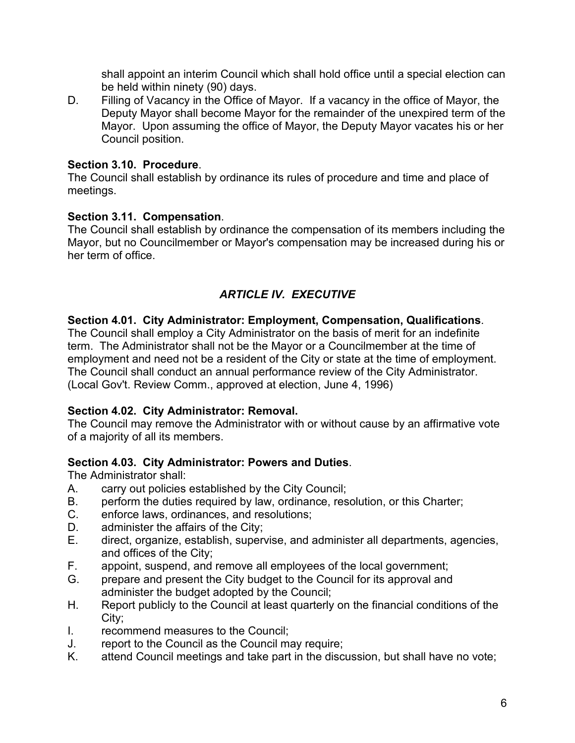shall appoint an interim Council which shall hold office until a special election can be held within ninety (90) days.

D. Filling of Vacancy in the Office of Mayor. If a vacancy in the office of Mayor, the Deputy Mayor shall become Mayor for the remainder of the unexpired term of the Mayor. Upon assuming the office of Mayor, the Deputy Mayor vacates his or her Council position.

**Section 3.10. Procedure**.
The Council shall establish by ordinance its rules of procedure and time and place of meetings.

**Section 3.11. Compensation**.
The Council shall establish by ordinance the compensation of its members including the Mayor, but no Councilmember or Mayor's compensation may be increased during his or her term of office.

## *ARTICLE IV. EXECUTIVE*

**Section 4.01. City Administrator: Employment, Compensation, Qualifications**.
The Council shall employ a City Administrator on the basis of merit for an indefinite term. The Administrator shall not be the Mayor or a Councilmember at the time of employment and need not be a resident of the City or state at the time of employment. The Council shall conduct an annual performance review of the City Administrator. (Local Gov't. Review Comm., approved at election, June 4, 1996)

**Section 4.02. City Administrator: Removal.**
The Council may remove the Administrator with or without cause by an affirmative vote of a majority of all its members.

**Section 4.03. City Administrator: Powers and Duties**.
The Administrator shall:

A. carry out policies established by the City Council;
B. perform the duties required by law, ordinance, resolution, or this Charter;
C. enforce laws, ordinances, and resolutions;
D. administer the affairs of the City;
E. direct, organize, establish, supervise, and administer all departments, agencies, and offices of the City;
F. appoint, suspend, and remove all employees of the local government;
G. prepare and present the City budget to the Council for its approval and administer the budget adopted by the Council;
H. Report publicly to the Council at least quarterly on the financial conditions of the City;
I. recommend measures to the Council;
J. report to the Council as the Council may require;
K. attend Council meetings and take part in the discussion, but shall have no vote;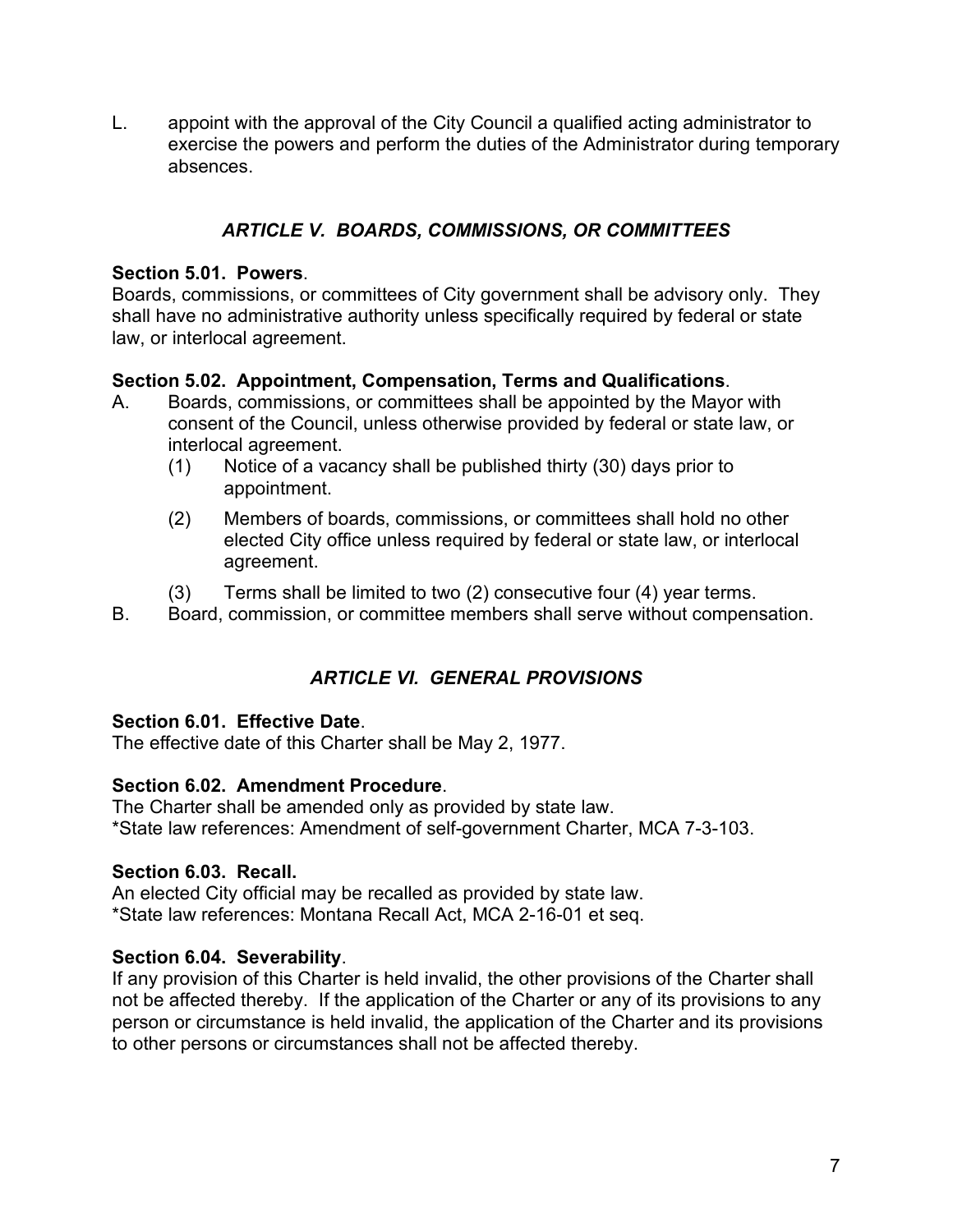L. appoint with the approval of the City Council a qualified acting administrator to exercise the powers and perform the duties of the Administrator during temporary absences.

## *ARTICLE V. BOARDS, COMMISSIONS, OR COMMITTEES*

**Section 5.01. Powers**.

Boards, commissions, or committees of City government shall be advisory only. They shall have no administrative authority unless specifically required by federal or state law, or interlocal agreement.

**Section 5.02. Appointment, Compensation, Terms and Qualifications**.

A. Boards, commissions, or committees shall be appointed by the Mayor with consent of the Council, unless otherwise provided by federal or state law, or interlocal agreement.
   (1) Notice of a vacancy shall be published thirty (30) days prior to appointment.
   (2) Members of boards, commissions, or committees shall hold no other elected City office unless required by federal or state law, or interlocal agreement.
   (3) Terms shall be limited to two (2) consecutive four (4) year terms.

B. Board, commission, or committee members shall serve without compensation.

## *ARTICLE VI. GENERAL PROVISIONS*

**Section 6.01. Effective Date**.

The effective date of this Charter shall be May 2, 1977.

**Section 6.02. Amendment Procedure**.

The Charter shall be amended only as provided by state law.
*State law references: Amendment of self-government Charter, MCA 7-3-103.

**Section 6.03. Recall.**

An elected City official may be recalled as provided by state law.
*State law references: Montana Recall Act, MCA 2-16-01 et seq.

**Section 6.04. Severability**.

If any provision of this Charter is held invalid, the other provisions of the Charter shall not be affected thereby. If the application of the Charter or any of its provisions to any person or circumstance is held invalid, the application of the Charter and its provisions to other persons or circumstances shall not be affected thereby.